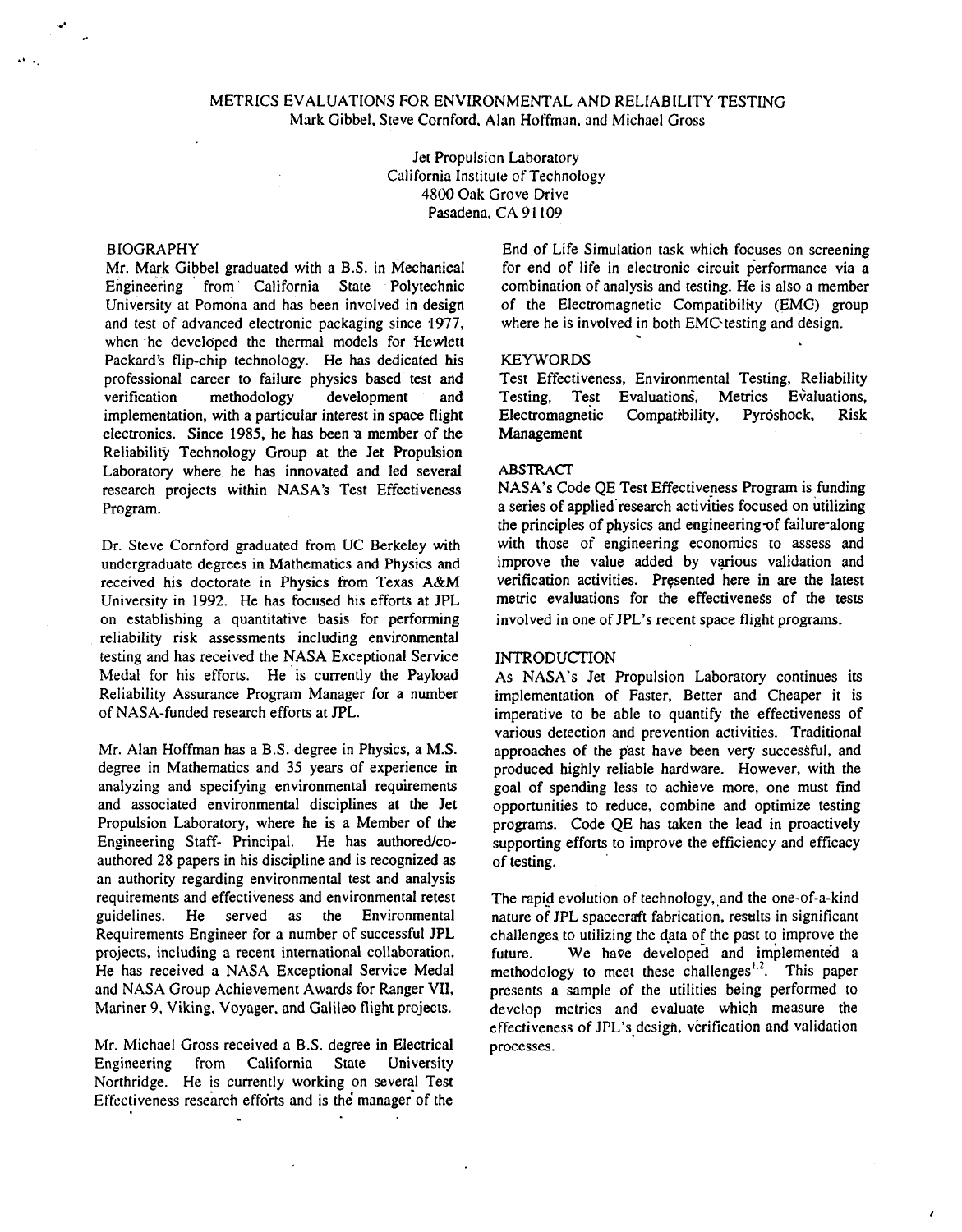# METRICS EVALUATIONS FOR ENVIRONMENTAL AND RELIABILITY TESTING

Mark Gibbel, Steve Cornford, Alan Hoffman, and Michael Gross

Jet Propulsion Laboratory
California Institute of Technology
4800 Oak Grove Drive
Pasadena, CA 91109

## BIOGRAPHY

Mr. Mark Gibbel graduated with a B.S. in Mechanical Engineering from California State Polytechnic University at Pomona and has been involved in design and test of advanced electronic packaging since 1977, when he developed the thermal models for Hewlett Packard's flip-chip technology. He has dedicated his professional career to failure physics based test and verification methodology development and implementation, with a particular interest in space flight electronics. Since 1985, he has been a member of the Reliability Technology Group at the Jet Propulsion Laboratory where he has innovated and led several research projects within NASA's Test Effectiveness Program.

Dr. Steve Cornford graduated from UC Berkeley with undergraduate degrees in Mathematics and Physics and received his doctorate in Physics from Texas A&M University in 1992. He has focused his efforts at JPL on establishing a quantitative basis for performing reliability risk assessments including environmental testing and has received the NASA Exceptional Service Medal for his efforts. He is currently the Payload Reliability Assurance Program Manager for a number of NASA-funded research efforts at JPL.

Mr. Alan Hoffman has a B.S. degree in Physics, a M.S. degree in Mathematics and 35 years of experience in analyzing and specifying environmental requirements and associated environmental disciplines at the Jet Propulsion Laboratory, where he is a Member of the Engineering Staff- Principal. He has authored/co-authored 28 papers in his discipline and is recognized as an authority regarding environmental test and analysis requirements and effectiveness and environmental retest guidelines. He served as the Environmental Requirements Engineer for a number of successful JPL projects, including a recent international collaboration. He has received a NASA Exceptional Service Medal and NASA Group Achievement Awards for Ranger VII, Mariner 9, Viking, Voyager, and Galileo flight projects.

Mr. Michael Gross received a B.S. degree in Electrical Engineering from California State University Northridge. He is currently working on several Test Effectiveness research efforts and is the manager of the End of Life Simulation task which focuses on screening for end of life in electronic circuit performance via a combination of analysis and testing. He is also a member of the Electromagnetic Compatibility (EMC) group where he is involved in both EMC testing and design.

## KEYWORDS

Test Effectiveness, Environmental Testing, Reliability Testing, Test Evaluations, Metrics Evaluations, Electromagnetic Compatibility, Pyroshock, Risk Management

## ABSTRACT

NASA's Code QE Test Effectiveness Program is funding a series of applied research activities focused on utilizing the principles of physics and engineering of failure along with those of engineering economics to assess and improve the value added by various validation and verification activities. Presented here in are the latest metric evaluations for the effectiveness of the tests involved in one of JPL's recent space flight programs.

## INTRODUCTION

As NASA's Jet Propulsion Laboratory continues its implementation of Faster, Better and Cheaper it is imperative to be able to quantify the effectiveness of various detection and prevention activities. Traditional approaches of the past have been very successful, and produced highly reliable hardware. However, with the goal of spending less to achieve more, one must find opportunities to reduce, combine and optimize testing programs. Code QE has taken the lead in proactively supporting efforts to improve the efficiency and efficacy of testing.

The rapid evolution of technology, and the one-of-a-kind nature of JPL spacecraft fabrication, results in significant challenges to utilizing the data of the past to improve the future. We have developed and implemented a methodology to meet these challenges[1,2]. This paper presents a sample of the utilities being performed to develop metrics and evaluate which measure the effectiveness of JPL's design, verification and validation processes.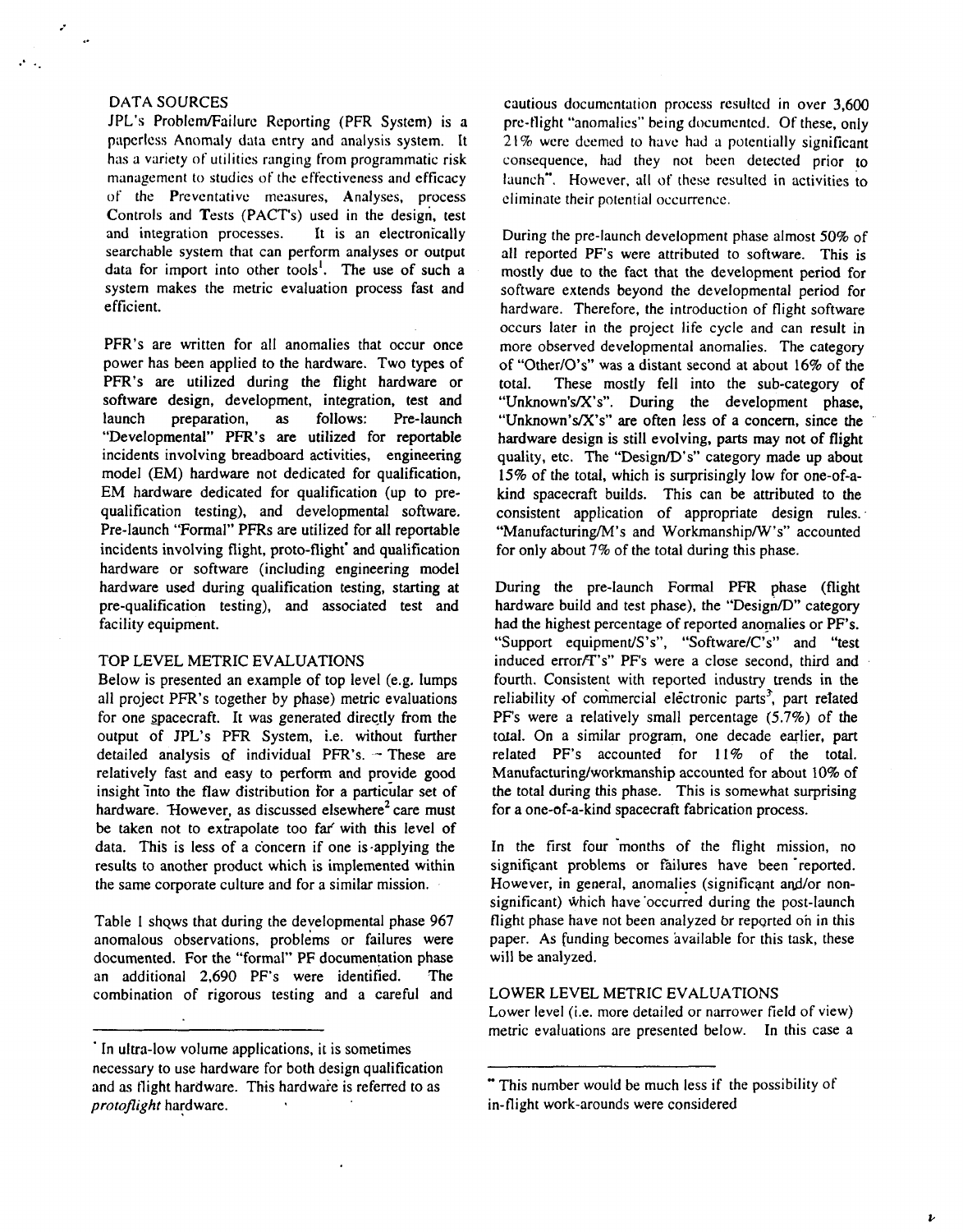## DATA SOURCES

JPL's Problem/Failure Reporting (PFR System) is a paperless Anomaly data entry and analysis system. It has a variety of utilities ranging from programmatic risk management to studies of the effectiveness and efficacy of the Preventative measures, Analyses, process Controls and Tests (PACT's) used in the design, test and integration processes. It is an electronically searchable system that can perform analyses or output data for import into other tools[1]. The use of such a system makes the metric evaluation process fast and efficient.

PFR's are written for all anomalies that occur once power has been applied to the hardware. Two types of PFR's are utilized during the flight hardware or software design, development, integration, test and launch preparation, as follows: Pre-launch "Developmental" PFR's are utilized for reportable incidents involving breadboard activities, engineering model (EM) hardware not dedicated for qualification, EM hardware dedicated for qualification (up to pre-qualification testing), and developmental software. Pre-launch "Formal" PFRs are utilized for all reportable incidents involving flight, proto-flight* and qualification hardware or software (including engineering model hardware used during qualification testing, starting at pre-qualification testing), and associated test and facility equipment.

## TOP LEVEL METRIC EVALUATIONS

Below is presented an example of top level (e.g. lumps all project PFR's together by phase) metric evaluations for one spacecraft. It was generated directly from the output of JPL's PFR System, i.e. without further detailed analysis of individual PFR's. These are relatively fast and easy to perform and provide good insight into the flaw distribution for a particular set of hardware. However, as discussed elsewhere[2] care must be taken not to extrapolate too far with this level of data. This is less of a concern if one is applying the results to another product which is implemented within the same corporate culture and for a similar mission.

Table 1 shows that during the developmental phase 967 anomalous observations, problems or failures were documented. For the "formal" PF documentation phase an additional 2,690 PF's were identified. The combination of rigorous testing and a careful and cautious documentation process resulted in over 3,600 pre-flight "anomalies" being documented. Of these, only 21% were deemed to have had a potentially significant consequence, had they not been detected prior to launch**. However, all of these resulted in activities to eliminate their potential occurrence.

During the pre-launch development phase almost 50% of all reported PF's were attributed to software. This is mostly due to the fact that the development period for software extends beyond the developmental period for hardware. Therefore, the introduction of flight software occurs later in the project life cycle and can result in more observed developmental anomalies. The category of "Other/O's" was a distant second at about 16% of the total. These mostly fell into the sub-category of "Unknown's/X's". During the development phase, "Unknown's/X's" are often less of a concern, since the hardware design is still evolving, parts may not of flight quality, etc. The "Design/D's" category made up about 15% of the total, which is surprisingly low for one-of-a-kind spacecraft builds. This can be attributed to the consistent application of appropriate design rules. "Manufacturing/M's and Workmanship/W's" accounted for only about 7% of the total during this phase.

During the pre-launch Formal PFR phase (flight hardware build and test phase), the "Design/D" category had the highest percentage of reported anomalies or PF's. "Support equipment/S's", "Software/C's" and "test induced error/T's" PF's were a close second, third and fourth. Consistent with reported industry trends in the reliability of commercial electronic parts[3], part related PF's were a relatively small percentage (5.7%) of the total. On a similar program, one decade earlier, part related PF's accounted for 11% of the total. Manufacturing/workmanship accounted for about 10% of the total during this phase. This is somewhat surprising for a one-of-a-kind spacecraft fabrication process.

In the first four months of the flight mission, no significant problems or failures have been reported. However, in general, anomalies (significant and/or non-significant) which have occurred during the post-launch flight phase have not been analyzed or reported on in this paper. As funding becomes available for this task, these will be analyzed.

## LOWER LEVEL METRIC EVALUATIONS

Lower level (i.e. more detailed or narrower field of view) metric evaluations are presented below. In this case a

---

* In ultra-low volume applications, it is sometimes necessary to use hardware for both design qualification and as flight hardware. This hardware is referred to as *protoflight* hardware.

** This number would be much less if the possibility of in-flight work-arounds were considered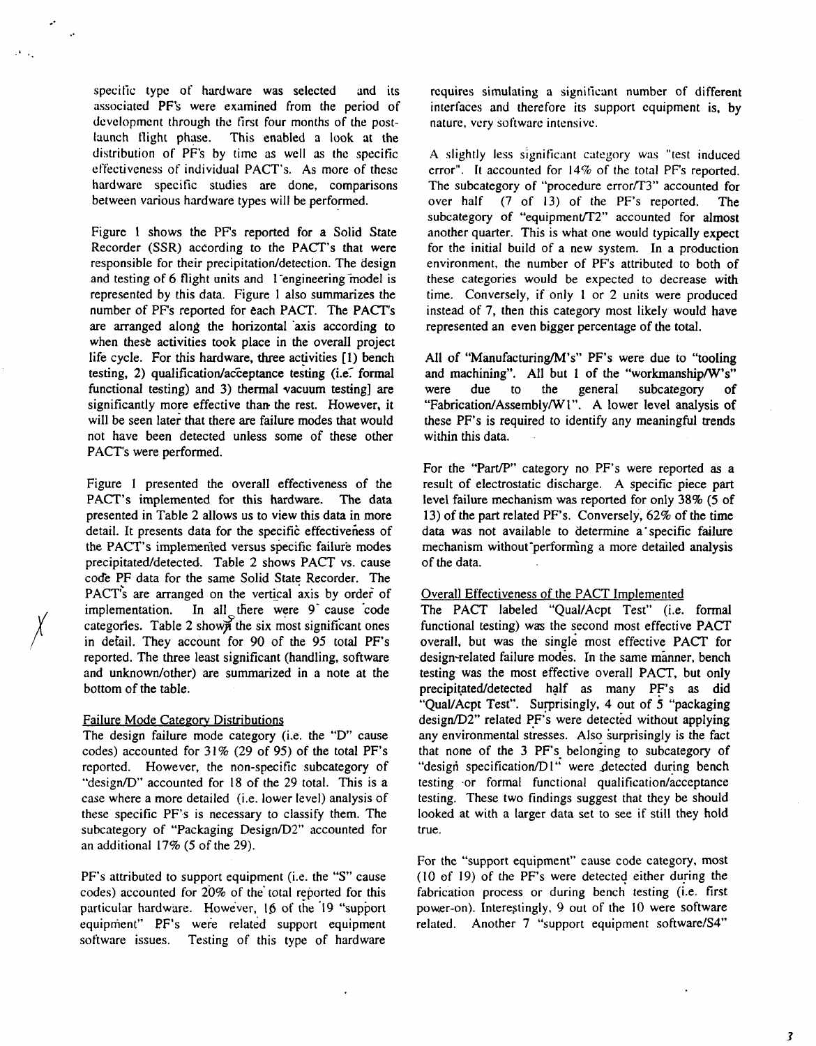specific type of hardware was selected and its associated PF's were examined from the period of development through the first four months of the post-launch flight phase. This enabled a look at the distribution of PF's by time as well as the specific effectiveness of individual PACT's. As more of these hardware specific studies are done, comparisons between various hardware types will be performed.

Figure 1 shows the PF's reported for a Solid State Recorder (SSR) according to the PACT's that were responsible for their precipitation/detection. The design and testing of 6 flight units and 1 engineering model is represented by this data. Figure 1 also summarizes the number of PF's reported for each PACT. The PACT's are arranged along the horizontal axis according to when these activities took place in the overall project life cycle. For this hardware, three activities [1) bench testing, 2) qualification/acceptance testing (i.e. formal functional testing) and 3) thermal vacuum testing] are significantly more effective than the rest. However, it will be seen later that there are failure modes that would not have been detected unless some of these other PACT's were performed.

Figure 1 presented the overall effectiveness of the PACT's implemented for this hardware. The data presented in Table 2 allows us to view this data in more detail. It presents data for the specific effectiveness of the PACT's implemented versus specific failure modes precipitated/detected. Table 2 shows PACT vs. cause code PF data for the same Solid State Recorder. The PACT's are arranged on the vertical axis by order of implementation. In all there were 9 cause code categories. Table 2 shows the six most significant ones in detail. They account for 90 of the 95 total PF's reported. The three least significant (handling, software and unknown/other) are summarized in a note at the bottom of the table.

Failure Mode Category Distributions

The design failure mode category (i.e. the "D" cause codes) accounted for 31% (29 of 95) of the total PF's reported. However, the non-specific subcategory of "design/D" accounted for 18 of the 29 total. This is a case where a more detailed (i.e. lower level) analysis of these specific PF's is necessary to classify them. The subcategory of "Packaging Design/D2" accounted for an additional 17% (5 of the 29).

PF's attributed to support equipment (i.e. the "S" cause codes) accounted for 20% of the total reported for this particular hardware. However, 16 of the 19 "support equipment" PF's were related support equipment software issues. Testing of this type of hardware requires simulating a significant number of different interfaces and therefore its support equipment is, by nature, very software intensive.

A slightly less significant category was "test induced error". It accounted for 14% of the total PF's reported. The subcategory of "procedure error/T3" accounted for over half (7 of 13) of the PF's reported. The subcategory of "equipment/T2" accounted for almost another quarter. This is what one would typically expect for the initial build of a new system. In a production environment, the number of PF's attributed to both of these categories would be expected to decrease with time. Conversely, if only 1 or 2 units were produced instead of 7, then this category most likely would have represented an even bigger percentage of the total.

All of "Manufacturing/M's" PF's were due to "tooling and machining". All but 1 of the "workmanship/W's" were due to the general subcategory of "Fabrication/Assembly/W1". A lower level analysis of these PF's is required to identify any meaningful trends within this data.

For the "Part/P" category no PF's were reported as a result of electrostatic discharge. A specific piece part level failure mechanism was reported for only 38% (5 of 13) of the part related PF's. Conversely, 62% of the time data was not available to determine a specific failure mechanism without performing a more detailed analysis of the data.

Overall Effectiveness of the PACT Implemented

The PACT labeled "Qual/Acpt Test" (i.e. formal functional testing) was the second most effective PACT overall, but was the single most effective PACT for design-related failure modes. In the same manner, bench testing was the most effective overall PACT, but only precipitated/detected half as many PF's as did "Qual/Acpt Test". Surprisingly, 4 out of 5 "packaging design/D2" related PF's were detected without applying any environmental stresses. Also surprisingly is the fact that none of the 3 PF's belonging to subcategory of "design specification/D1" were detected during bench testing or formal functional qualification/acceptance testing. These two findings suggest that they be should looked at with a larger data set to see if still they hold true.

For the "support equipment" cause code category, most (10 of 19) of the PF's were detected either during the fabrication process or during bench testing (i.e. first power-on). Interestingly, 9 out of the 10 were software related. Another 7 "support equipment software/S4"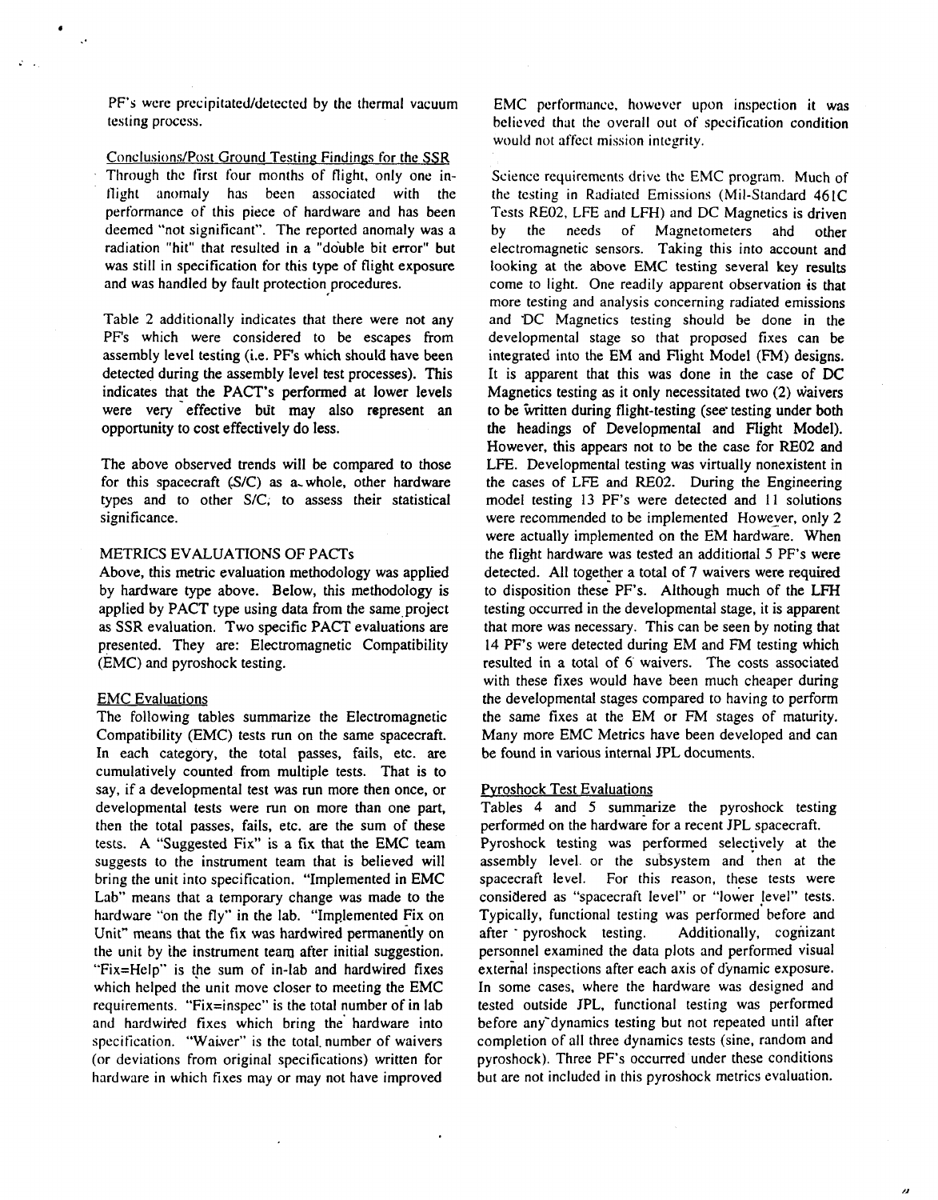PF's were precipitated/detected by the thermal vacuum testing process.

Conclusions/Post Ground Testing Findings for the SSR

Through the first four months of flight, only one in-flight anomaly has been associated with the performance of this piece of hardware and has been deemed "not significant". The reported anomaly was a radiation "hit" that resulted in a "double bit error" but was still in specification for this type of flight exposure and was handled by fault protection procedures.

Table 2 additionally indicates that there were not any PF's which were considered to be escapes from assembly level testing (i.e. PF's which should have been detected during the assembly level test processes). This indicates that the PACT's performed at lower levels were very effective but may also represent an opportunity to cost effectively do less.

The above observed trends will be compared to those for this spacecraft (S/C) as a whole, other hardware types and to other S/C, to assess their statistical significance.

## METRICS EVALUATIONS OF PACTs

Above, this metric evaluation methodology was applied by hardware type above. Below, this methodology is applied by PACT type using data from the same project as SSR evaluation. Two specific PACT evaluations are presented. They are: Electromagnetic Compatibility (EMC) and pyroshock testing.

### EMC Evaluations

The following tables summarize the Electromagnetic Compatibility (EMC) tests run on the same spacecraft. In each category, the total passes, fails, etc. are cumulatively counted from multiple tests. That is to say, if a developmental test was run more then once, or developmental tests were run on more than one part, then the total passes, fails, etc. are the sum of these tests. A "Suggested Fix" is a fix that the EMC team suggests to the instrument team that is believed will bring the unit into specification. "Implemented in EMC Lab" means that a temporary change was made to the hardware "on the fly" in the lab. "Implemented Fix on Unit" means that the fix was hardwired permanently on the unit by the instrument team after initial suggestion. "Fix=Help" is the sum of in-lab and hardwired fixes which helped the unit move closer to meeting the EMC requirements. "Fix=inspec" is the total number of in lab and hardwired fixes which bring the hardware into specification. "Waiver" is the total number of waivers (or deviations from original specifications) written for hardware in which fixes may or may not have improved EMC performance, however upon inspection it was believed that the overall out of specification condition would not affect mission integrity.

Science requirements drive the EMC program. Much of the testing in Radiated Emissions (Mil-Standard 461C Tests RE02, LFE and LFH) and DC Magnetics is driven by the needs of Magnetometers and other electromagnetic sensors. Taking this into account and looking at the above EMC testing several key results come to light. One readily apparent observation is that more testing and analysis concerning radiated emissions and DC Magnetics testing should be done in the developmental stage so that proposed fixes can be integrated into the EM and Flight Model (FM) designs. It is apparent that this was done in the case of DC Magnetics testing as it only necessitated two (2) waivers to be written during flight-testing (see testing under both the headings of Developmental and Flight Model). However, this appears not to be the case for RE02 and LFE. Developmental testing was virtually nonexistent in the cases of LFE and RE02. During the Engineering model testing 13 PF's were detected and 11 solutions were recommended to be implemented However, only 2 were actually implemented on the EM hardware. When the flight hardware was tested an additional 5 PF's were detected. All together a total of 7 waivers were required to disposition these PF's. Although much of the LFH testing occurred in the developmental stage, it is apparent that more was necessary. This can be seen by noting that 14 PF's were detected during EM and FM testing which resulted in a total of 6 waivers. The costs associated with these fixes would have been much cheaper during the developmental stages compared to having to perform the same fixes at the EM or FM stages of maturity. Many more EMC Metrics have been developed and can be found in various internal JPL documents.

### Pyroshock Test Evaluations

Tables 4 and 5 summarize the pyroshock testing performed on the hardware for a recent JPL spacecraft. Pyroshock testing was performed selectively at the assembly level or the subsystem and then at the spacecraft level. For this reason, these tests were considered as "spacecraft level" or "lower level" tests. Typically, functional testing was performed before and after pyroshock testing. Additionally, cognizant personnel examined the data plots and performed visual external inspections after each axis of dynamic exposure. In some cases, where the hardware was designed and tested outside JPL, functional testing was performed before any dynamics testing but not repeated until after completion of all three dynamics tests (sine, random and pyroshock). Three PF's occurred under these conditions but are not included in this pyroshock metrics evaluation.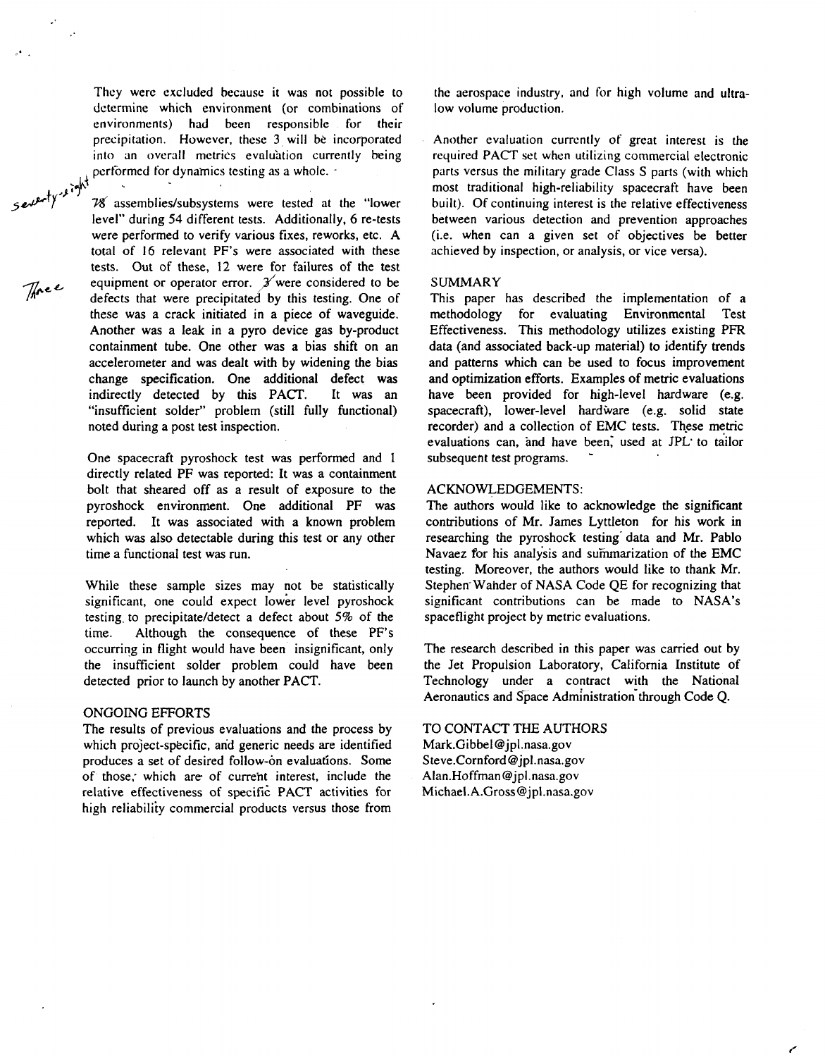They were excluded because it was not possible to determine which environment (or combinations of environments) had been responsible for their precipitation. However, these 3 will be incorporated into an overall metrics evaluation currently being performed for dynamics testing as a whole.

78 assemblies/subsystems were tested at the "lower level" during 54 different tests. Additionally, 6 re-tests were performed to verify various fixes, reworks, etc. A total of 16 relevant PF's were associated with these tests. Out of these, 12 were for failures of the test equipment or operator error. 3 were considered to be defects that were precipitated by this testing. One of these was a crack initiated in a piece of waveguide. Another was a leak in a pyro device gas by-product containment tube. One other was a bias shift on an accelerometer and was dealt with by widening the bias change specification. One additional defect was indirectly detected by this PACT. It was an "insufficient solder" problem (still fully functional) noted during a post test inspection.

One spacecraft pyroshock test was performed and 1 directly related PF was reported: It was a containment bolt that sheared off as a result of exposure to the pyroshock environment. One additional PF was reported. It was associated with a known problem which was also detectable during this test or any other time a functional test was run.

While these sample sizes may not be statistically significant, one could expect lower level pyroshock testing to precipitate/detect a defect about 5% of the time. Although the consequence of these PF's occurring in flight would have been insignificant, only the insufficient solder problem could have been detected prior to launch by another PACT.

## ONGOING EFFORTS

The results of previous evaluations and the process by which project-specific, and generic needs are identified produces a set of desired follow-on evaluations. Some of those, which are of current interest, include the relative effectiveness of specific PACT activities for high reliability commercial products versus those from the aerospace industry, and for high volume and ultra-low volume production.

Another evaluation currently of great interest is the required PACT set when utilizing commercial electronic parts versus the military grade Class S parts (with which most traditional high-reliability spacecraft have been built). Of continuing interest is the relative effectiveness between various detection and prevention approaches (i.e. when can a given set of objectives be better achieved by inspection, or analysis, or vice versa).

## SUMMARY

This paper has described the implementation of a methodology for evaluating Environmental Test Effectiveness. This methodology utilizes existing PFR data (and associated back-up material) to identify trends and patterns which can be used to focus improvement and optimization efforts. Examples of metric evaluations have been provided for high-level hardware (e.g. spacecraft), lower-level hardware (e.g. solid state recorder) and a collection of EMC tests. These metric evaluations can, and have been, used at JPL to tailor subsequent test programs.

## ACKNOWLEDGEMENTS:

The authors would like to acknowledge the significant contributions of Mr. James Lyttleton for his work in researching the pyroshock testing data and Mr. Pablo Navaez for his analysis and summarization of the EMC testing. Moreover, the authors would like to thank Mr. Stephen Wander of NASA Code QE for recognizing that significant contributions can be made to NASA's spaceflight project by metric evaluations.

The research described in this paper was carried out by the Jet Propulsion Laboratory, California Institute of Technology under a contract with the National Aeronautics and Space Administration through Code Q.

## TO CONTACT THE AUTHORS

Mark.Gibbel@jpl.nasa.gov
Steve.Cornford@jpl.nasa.gov
Alan.Hoffman@jpl.nasa.gov
Michael.A.Gross@jpl.nasa.gov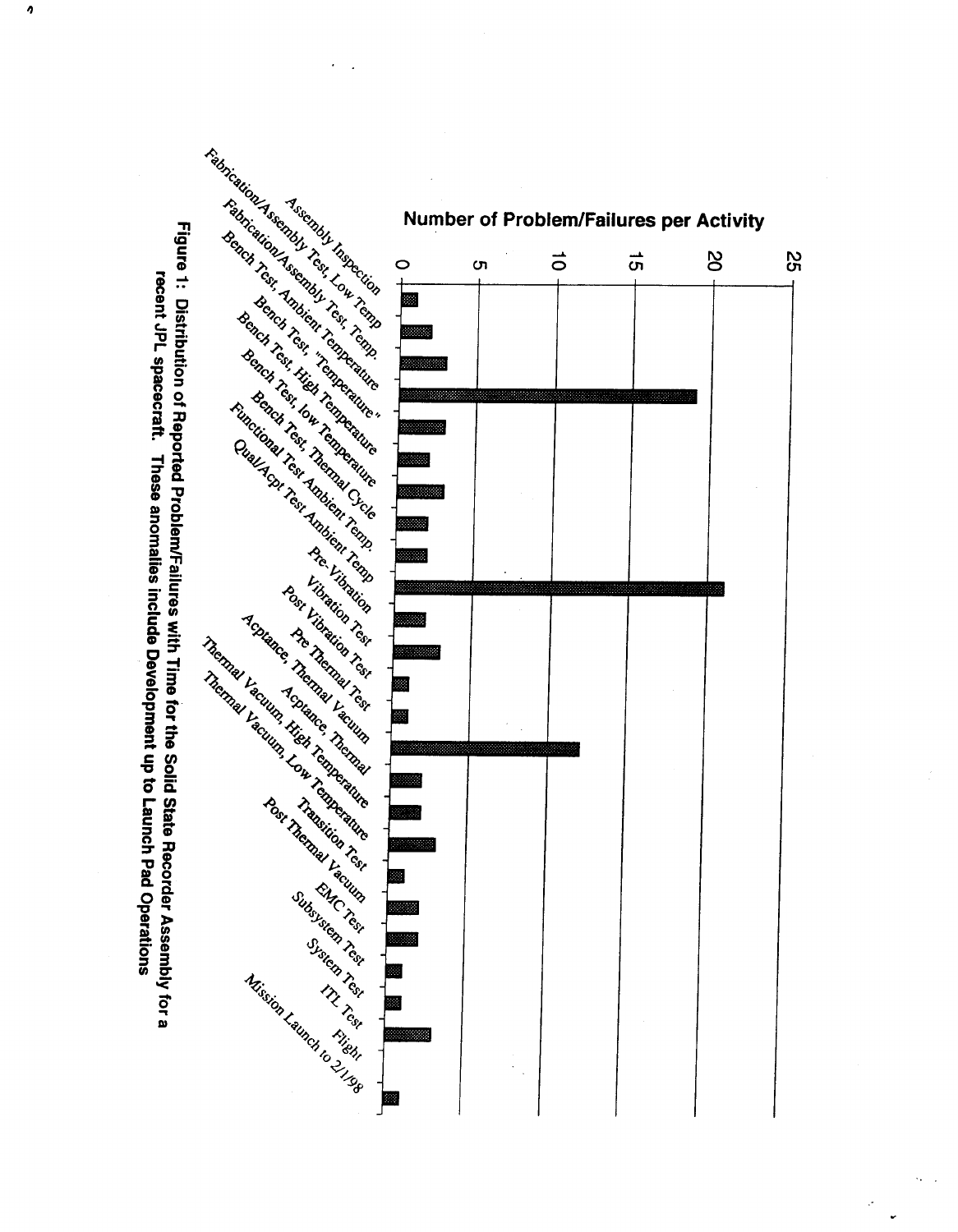**Number of Problem/Failures per Activity**

| Activity | Number of Problem/Failures |
|---|---|
| Assembly Inspection | 1 |
| Fabrication/Assembly Test, Low Temp | 2 |
| Fabrication/Assembly Test, Temp. | 3 |
| Bench Test, Ambient Temperature | 19 |
| Bench Test, "Temperature" | 3 |
| Bench Test, High Temperature | 2 |
| Bench Test, low Temperature | 3 |
| Bench Test, Thermal Cycle | 2 |
| Functional Test Ambient Temp. | 2 |
| Qual/Acpt Test Ambient Temp | 21 |
| Pre-Vibration | 2 |
| Vibration Test | 3 |
| Post Vibration Test | 1 |
| Pre Thermal Test | 1 |
| Acptance, Thermal Vacuum | 12 |
| Acptance, Thermal | 2 |
| Thermal Vacuum, High Temperature | 2 |
| Thermal Vacuum, Low Temperature | 3 |
| Transition Test | 1 |
| Post Thermal Vacuum | 2 |
| EMC Test | 2 |
| Subsystem Test | 1 |
| System Test | 1 |
| ITL Test | 3 |
| Flight | 0 |
| Mission Launch to 2/1/98 | 1 |

**Figure 1: Distribution of Reported Problem/Failures with Time for the Solid State Recorder Assembly for a recent JPL spacecraft. These anomalies include Development up to Launch Pad Operations**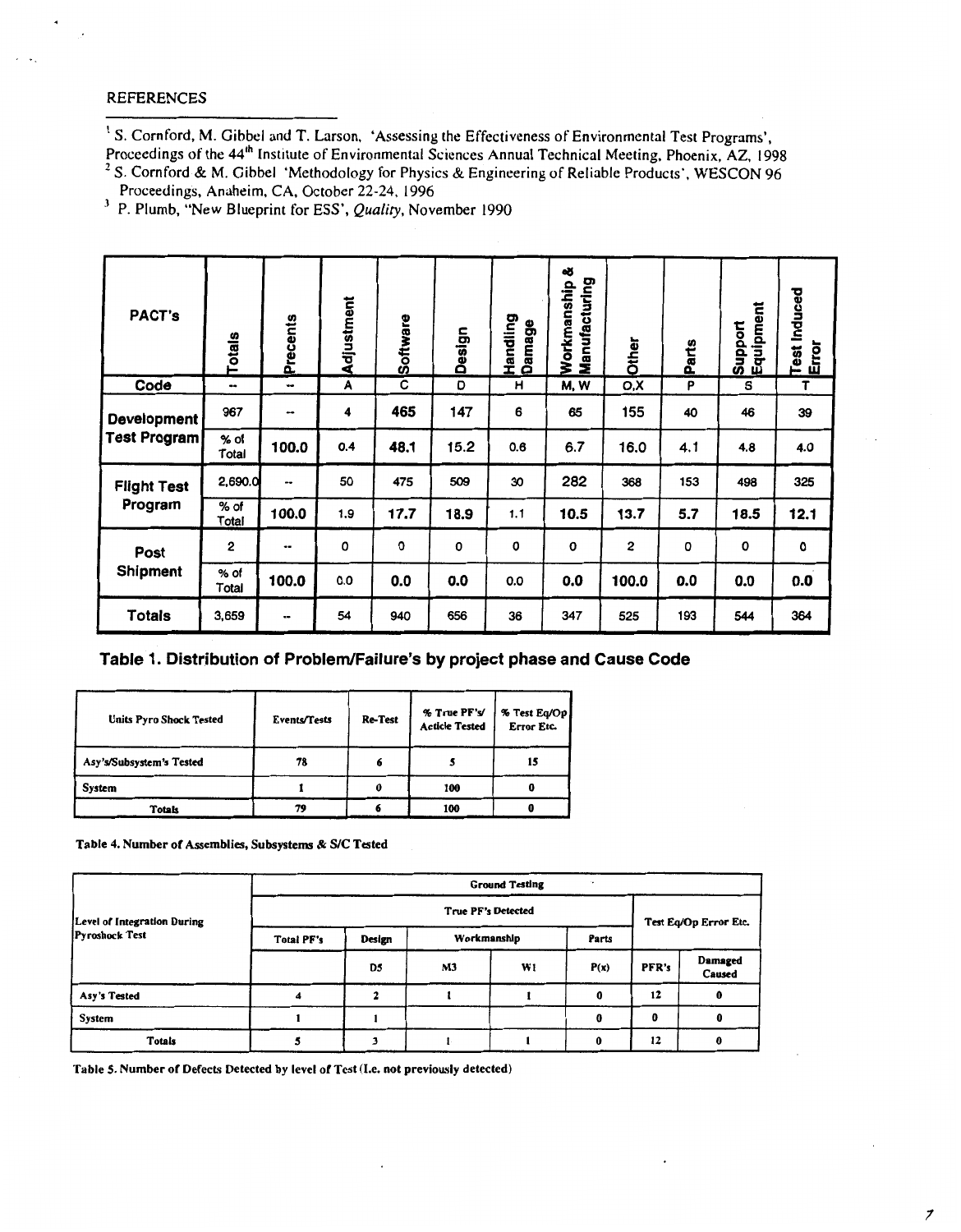## REFERENCES

[1] S. Cornford, M. Gibbel and T. Larson, 'Assessing the Effectiveness of Environmental Test Programs', Proceedings of the 44th Institute of Environmental Sciences Annual Technical Meeting, Phoenix, AZ, 1998

[2] S. Cornford & M. Gibbel 'Methodology for Physics & Engineering of Reliable Products', WESCON 96 Proceedings, Anaheim, CA, October 22-24, 1996

[3] P. Plumb, "New Blueprint for ESS', *Quality*, November 1990

| PACT's | | Totals | Precents | Adjustment | Software | Design | Handling Damage | Workmanship & Manufacturing | Other | Parts | Support Equipment | Test Induced Error |
|---|---|---|---|---|---|---|---|---|---|---|---|---|
| Code | | -- | -- | A | C | D | H | M, W | O,X | P | S | T |
| Development Test Program | | 967 | -- | 4 | 465 | 147 | 6 | 65 | 155 | 40 | 46 | 39 |
| | % of Total | | 100.0 | 0.4 | 48.1 | 15.2 | 0.6 | 6.7 | 16.0 | 4.1 | 4.8 | 4.0 |
| Flight Test Program | | 2,690.0 | -- | 50 | 475 | 509 | 30 | 282 | 368 | 153 | 498 | 325 |
| | % of Total | | 100.0 | 1.9 | 17.7 | 18.9 | 1.1 | 10.5 | 13.7 | 5.7 | 18.5 | 12.1 |
| Post Shipment | | 2 | -- | 0 | 0 | 0 | 0 | 0 | 2 | 0 | 0 | 0 |
| | % of Total | | 100.0 | 0.0 | 0.0 | 0.0 | 0.0 | 0.0 | 100.0 | 0.0 | 0.0 | 0.0 |
| Totals | | 3,659 | -- | 54 | 940 | 656 | 36 | 347 | 525 | 193 | 544 | 364 |

**Table 1. Distribution of Problem/Failure's by project phase and Cause Code**

| Units Pyro Shock Tested | Events/Tests | Re-Test | % True PF's/ Acticle Tested | % Test Eq/Op Error Etc. |
|---|---|---|---|---|
| Asy's/Subsystem's Tested | 78 | 6 | 5 | 15 |
| System | 1 | 0 | 100 | 0 |
| Totals | 79 | 6 | 100 | 0 |

**Table 4. Number of Assemblies, Subsystems & S/C Tested**

| Level of Integration During Pyroshock Test | Ground Testing | | | | | | |
|---|---|---|---|---|---|---|---|
| | True PF's Detected | | | | | Test Eq/Op Error Etc. | |
| | Total PF's | Design | Workmanship | | Parts | | |
| | | D5 | M3 | W1 | P(x) | PFR's | Damaged Caused |
| Asy's Tested | 4 | 2 | 1 | 1 | 0 | 12 | 0 |
| System | 1 | 1 | | | 0 | 0 | 0 |
| Totals | 5 | 3 | 1 | 1 | 0 | 12 | 0 |

**Table 5. Number of Defects Detected by level of Test (I.e. not previously detected)**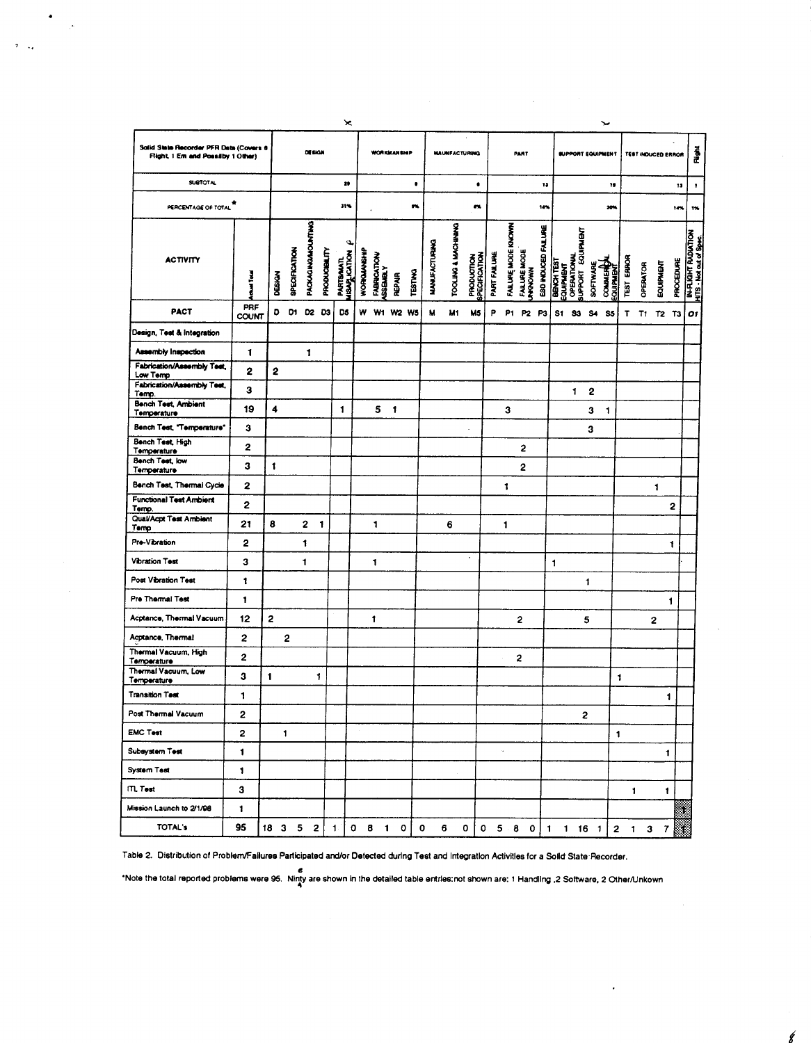| Solid State Recorder PFR Data (Covers 6 Flight, 1 Em and Possibly 1 Other) | | DESIGN | | | | | WORKMANSHIP | | | | MANUFACTURING | | | PART | | | | SUPPORT EQUIPMENT | | | | TEST INDUCED ERROR | | | | Flight |
|---|---|---|---|---|---|---|---|---|---|---|---|---|---|---|---|---|---|---|---|---|---|---|---|---|---|---|
| SUBTOTAL | | | | | | 29 | | | | 9 | | | 6 | | | | 13 | | | | 19 | | | | 13 | 1 |
| PERCENTAGE OF TOTAL* | | | | | | 31% | | | | 9% | | | 6% | | | | 14% | | | | 20% | | | | 14% | 1% |
| ACTIVITY | Actual Total | DESIGN | SPECIFICATION | PACKAGING/MOUNTING | PRODUCIBILITY | PARTS/MATL MISAPPLICATION | WORKMANSHIP | FABRICATION/ ASSEMBLY | REPAIR | TESTING | MANUFACTURING | TOOLING & MACHINING | PRODUCTION SPECIFICATION | PART FAILURE | FAILURE MODE KNOWN | FAILURE MODE UNKNOWN | ESD INDUCED FAILURE | BENCH TEST EQUIPMENT | OPERATIONAL SUPPORT EQUIPMENT | SOFTWARE | COMMERCIAL EQUIPMENT | TEST ERROR | OPERATOR | EQUIPMENT | PROCEDURE | IN-FLIGHT RADIATION HITS - Not out of Spec. |
| PACT | PRF COUNT | D | D1 | D2 | D3 | D5 | W | W1 | W2 | W5 | M | M1 | M5 | P | P1 | P2 | P3 | S1 | S3 | S4 | S5 | T | T1 | T2 | T3 | O1 |
| Design, Test & Integration | | | | | | | | | | | | | | | | | | | | | | | | | | |
| Assembly Inspection | 1 | | | 1 | | | | | | | | | | | | | | | | | | | | | | |
| Fabrication/Assembly Test, Low Temp | 2 | 2 | | | | | | | | | | | | | | | | | | | | | | | | |
| Fabrication/Assembly Test, Temp. | 3 | | | | | | | | | | | | | | | | | | 1 | 2 | | | | | | |
| Bench Test, Ambient Temperature | 19 | 4 | | | | 1 | | 5 | 1 | | | | | | 3 | | | | | 3 | 1 | | | | | |
| Bench Test, "Temperature" | 3 | | | | | | | | | | | | | | | | | | | 3 | | | | | | |
| Bench Test, High Temperature | 2 | | | | | | | | | | | | | | | 2 | | | | | | | | | | |
| Bench Test, low Temperature | 3 | 1 | | | | | | | | | | | | | | 2 | | | | | | | | | | |
| Bench Test, Thermal Cycle | 2 | | | | | | | | | | | | | | 1 | | | | | | | | | 1 | | |
| Functional Test Ambient Temp. | 2 | | | | | | | | | | | | | | | | | | | | | | | | 2 | |
| Qual/Acpt Test Ambient Temp | 21 | 8 | | 2 | 1 | | | 1 | | | | 6 | | | 1 | | | | | | | | | | | |
| Pre-Vibration | 2 | | | 1 | | | | | | | | | | | | | | | | | | | | | 1 | |
| Vibration Test | 3 | | | 1 | | | | 1 | | | | | | | | | | 1 | | | | | | | | |
| Post Vibration Test | 1 | | | | | | | | | | | | | | | | | | | 1 | | | | | | |
| Pre Thermal Test | 1 | | | | | | | | | | | | | | | | | | | | | | | | 1 | |
| Acptance, Thermal Vacuum | 12 | 2 | | | | | | 1 | | | | | | | | 2 | | | | 5 | | | | 2 | | |
| Acptance, Thermal | 2 | | 2 | | | | | | | | | | | | | | | | | | | | | | | |
| Thermal Vacuum, High Temperature | 2 | | | | | | | | | | | | | | | 2 | | | | | | | | | | |
| Thermal Vacuum, Low Temperature | 3 | 1 | | | 1 | | | | | | | | | | | | | | | | | 1 | | | | |
| Transition Test | 1 | | | | | | | | | | | | | | | | | | | | | | | | 1 | |
| Post Thermal Vacuum | 2 | | | | | | | | | | | | | | | | | | | 2 | | | | | | |
| EMC Test | 2 | | 1 | | | | | | | | | | | | | | | | | | | 1 | | | | |
| Subsystem Test | 1 | | | | | | | | | | | | | | | | | | | | | | | | 1 | |
| System Test | 1 | | | | | | | | | | | | | | | | | | | | | | | | | |
| ITL Test | 3 | | | | | | | | | | | | | | | | | | | | | | 1 | | 1 | |
| Mission Launch to 2/1/98 | 1 | | | | | | | | | | | | | | | | | | | | | | | | | 1 |
| TOTAL's | 95 | 18 | 3 | 5 | 2 | 1 | 0 | 8 | 1 | 0 | 0 | 6 | 0 | 0 | 5 | 8 | 0 | 1 | 1 | 16 | 1 | 2 | 1 | 3 | 7 | 1 |

Table 2. Distribution of Problem/Failures Participated and/or Detected during Test and Integration Activities for a Solid State Recorder.

*Note the total reported problems were 95. Ninty are shown in the detailed table entries:not shown are: 1 Handling ,2 Software, 2 Other/Unkown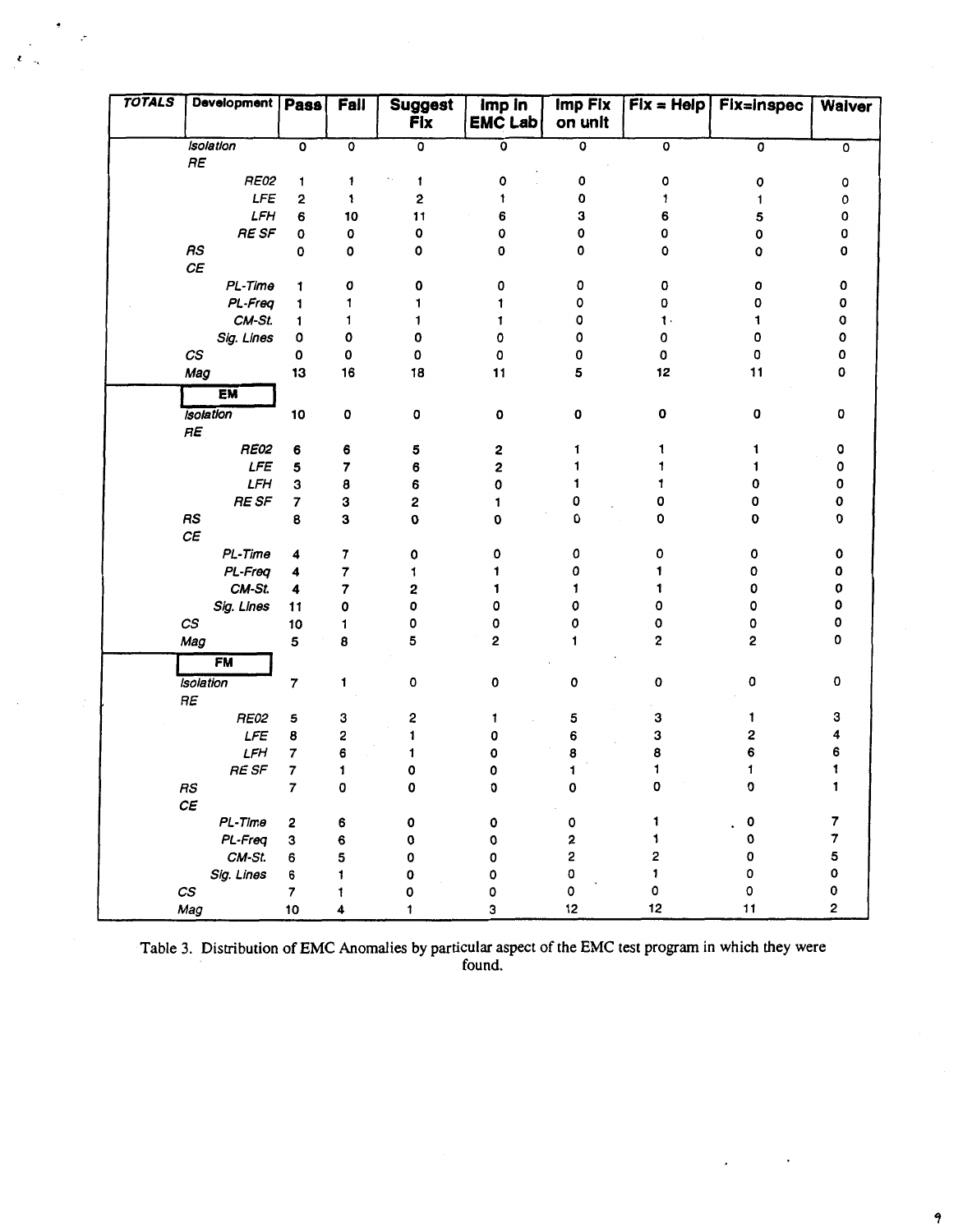| TOTALS | Development | Pass | Fail | Suggest Fix | Imp in EMC Lab | Imp Fix on unit | Fix = Help | Fix=Inspec | Waiver |
|---|---|---|---|---|---|---|---|---|---|
| | *Isolation* | 0 | 0 | 0 | 0 | 0 | 0 | 0 | 0 |
| | *RE* | | | | | | | | |
| | *RE02* | 1 | 1 | 1 | 0 | 0 | 0 | 0 | 0 |
| | *LFE* | 2 | 1 | 2 | 1 | 0 | 1 | 1 | 0 |
| | *LFH* | 6 | 10 | 11 | 6 | 3 | 6 | 5 | 0 |
| | *RE SF* | 0 | 0 | 0 | 0 | 0 | 0 | 0 | 0 |
| | *RS* | 0 | 0 | 0 | 0 | 0 | 0 | 0 | 0 |
| | *CE* | | | | | | | | |
| | *PL-Time* | 1 | 0 | 0 | 0 | 0 | 0 | 0 | 0 |
| | *PL-Freq* | 1 | 1 | 1 | 1 | 0 | 0 | 0 | 0 |
| | *CM-St.* | 1 | 1 | 1 | 1 | 0 | 1 | 1 | 0 |
| | *Sig. Lines* | 0 | 0 | 0 | 0 | 0 | 0 | 0 | 0 |
| | *CS* | 0 | 0 | 0 | 0 | 0 | 0 | 0 | 0 |
| | *Mag* | 13 | 16 | 18 | 11 | 5 | 12 | 11 | 0 |
| | **EM** | | | | | | | | |
| | *Isolation* | 10 | 0 | 0 | 0 | 0 | 0 | 0 | 0 |
| | *RE* | | | | | | | | |
| | *RE02* | 6 | 6 | 5 | 2 | 1 | 1 | 1 | 0 |
| | *LFE* | 5 | 7 | 6 | 2 | 1 | 1 | 1 | 0 |
| | *LFH* | 3 | 8 | 6 | 0 | 1 | 1 | 0 | 0 |
| | *RE SF* | 7 | 3 | 2 | 1 | 0 | 0 | 0 | 0 |
| | *RS* | 8 | 3 | 0 | 0 | 0 | 0 | 0 | 0 |
| | *CE* | | | | | | | | |
| | *PL-Time* | 4 | 7 | 0 | 0 | 0 | 0 | 0 | 0 |
| | *PL-Freq* | 4 | 7 | 1 | 1 | 0 | 1 | 0 | 0 |
| | *CM-St.* | 4 | 7 | 2 | 1 | 1 | 1 | 0 | 0 |
| | *Sig. Lines* | 11 | 0 | 0 | 0 | 0 | 0 | 0 | 0 |
| | *CS* | 10 | 1 | 0 | 0 | 0 | 0 | 0 | 0 |
| | *Mag* | 5 | 8 | 5 | 2 | 1 | 2 | 2 | 0 |
| | **FM** | | | | | | | | |
| | *Isolation* | 7 | 1 | 0 | 0 | 0 | 0 | 0 | 0 |
| | *RE* | | | | | | | | |
| | *RE02* | 5 | 3 | 2 | 1 | 5 | 3 | 1 | 3 |
| | *LFE* | 8 | 2 | 1 | 0 | 6 | 3 | 2 | 4 |
| | *LFH* | 7 | 6 | 1 | 0 | 8 | 8 | 6 | 6 |
| | *RE SF* | 7 | 1 | 0 | 0 | 1 | 1 | 1 | 1 |
| | *RS* | 7 | 0 | 0 | 0 | 0 | 0 | 0 | 1 |
| | *CE* | | | | | | | | |
| | *PL-Time* | 2 | 6 | 0 | 0 | 0 | 1 | 0 | 7 |
| | *PL-Freq* | 3 | 6 | 0 | 0 | 2 | 1 | 0 | 7 |
| | *CM-St.* | 6 | 5 | 0 | 0 | 2 | 2 | 0 | 5 |
| | *Sig. Lines* | 6 | 1 | 0 | 0 | 0 | 1 | 0 | 0 |
| | *CS* | 7 | 1 | 0 | 0 | 0 | 0 | 0 | 0 |
| | *Mag* | 10 | 4 | 1 | 3 | 12 | 12 | 11 | 2 |

Table 3. Distribution of EMC Anomalies by particular aspect of the EMC test program in which they were found.